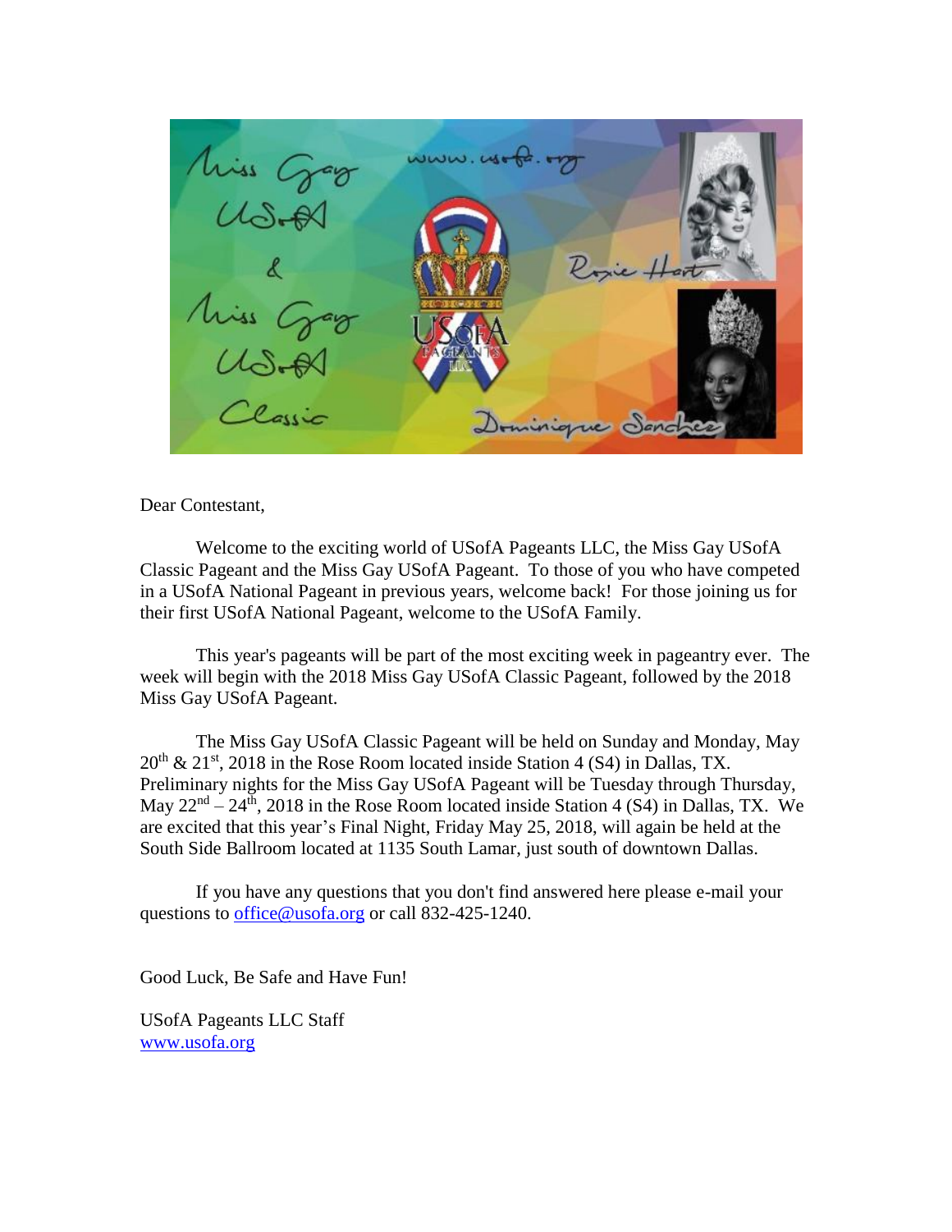Dear Contestant,

Welcome to the exciting world of USofA Pageants LLC, the Miss Gay USofA Classic Pageant and the Miss Gay USofA Pageant. To those of you who have competed in a USofA National Pageant in previous years, welcome back! For those joining us for their first USofA National Pageant, welcome to the USofA Family.

This year's pageants will be part of the most exciting week in pageantry ever. The week will begin with the 2018 Miss Gay USofA Classic Pageant, followed by the 2018 Miss Gay USofA Pageant.

The Miss Gay USofA Classic Pageant will be held on Sunday and Monday, May 20th & 21st, 2018 in the Rose Room located inside Station 4 (S4) in Dallas, TX. Preliminary nights for the Miss Gay USofA Pageant will be Tuesday through Thursday, May 22nd – 24th, 2018 in the Rose Room located inside Station 4 (S4) in Dallas, TX. We are excited that this year's Final Night, Friday May 25, 2018, will again be held at the South Side Ballroom located at 1135 South Lamar, just south of downtown Dallas.

If you have any questions that you don't find answered here please e-mail your questions to office@usofa.org or call 832-425-1240.

Good Luck, Be Safe and Have Fun!

USofA Pageants LLC Staff
www.usofa.org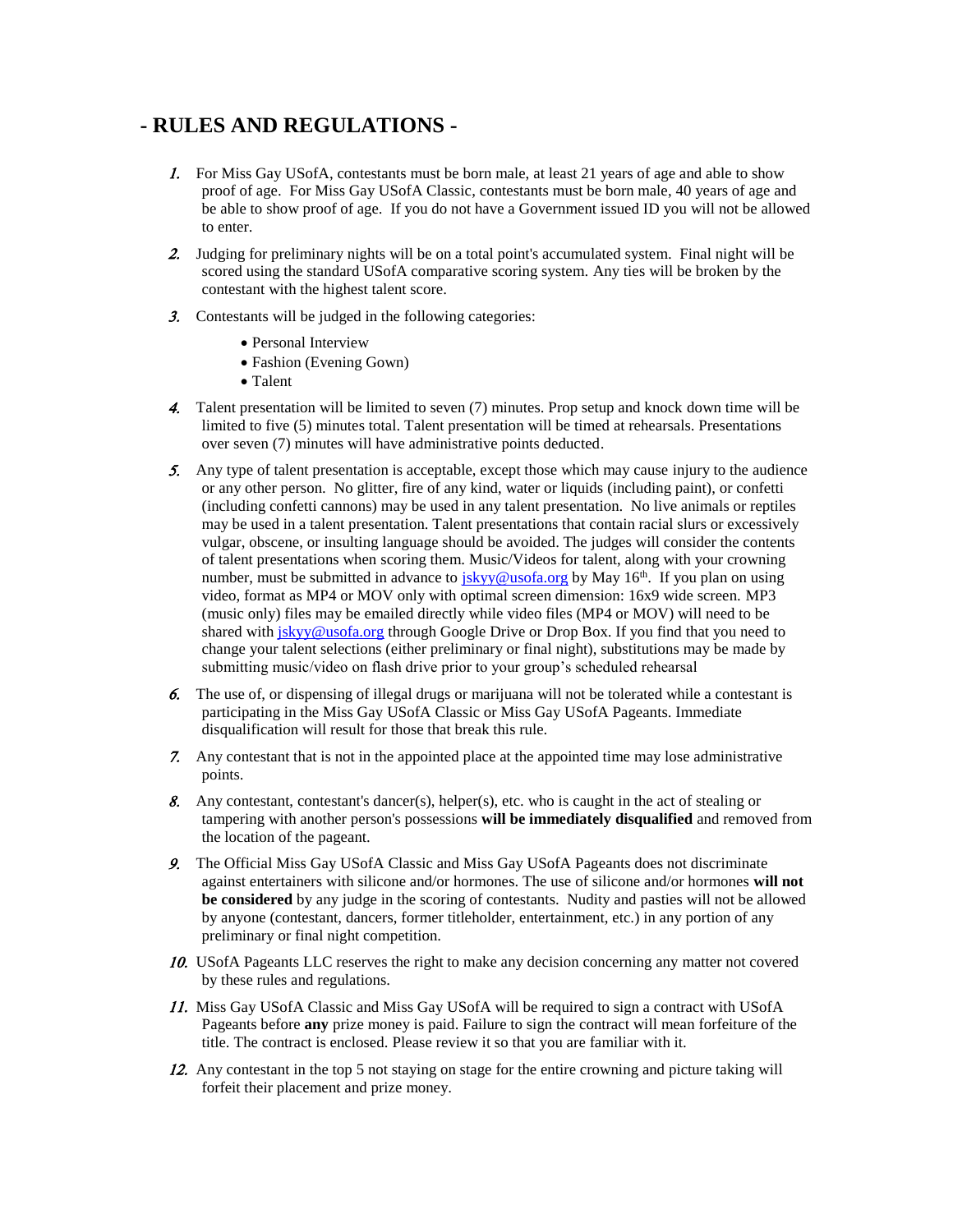# - RULES AND REGULATIONS -

1. For Miss Gay USofA, contestants must be born male, at least 21 years of age and able to show proof of age. For Miss Gay USofA Classic, contestants must be born male, 40 years of age and be able to show proof of age. If you do not have a Government issued ID you will not be allowed to enter.

2. Judging for preliminary nights will be on a total point's accumulated system. Final night will be scored using the standard USofA comparative scoring system. Any ties will be broken by the contestant with the highest talent score.

3. Contestants will be judged in the following categories:
   - Personal Interview
   - Fashion (Evening Gown)
   - Talent

4. Talent presentation will be limited to seven (7) minutes. Prop setup and knock down time will be limited to five (5) minutes total. Talent presentation will be timed at rehearsals. Presentations over seven (7) minutes will have administrative points deducted.

5. Any type of talent presentation is acceptable, except those which may cause injury to the audience or any other person. No glitter, fire of any kind, water or liquids (including paint), or confetti (including confetti cannons) may be used in any talent presentation. No live animals or reptiles may be used in a talent presentation. Talent presentations that contain racial slurs or excessively vulgar, obscene, or insulting language should be avoided. The judges will consider the contents of talent presentations when scoring them. Music/Videos for talent, along with your crowning number, must be submitted in advance to jskyy@usofa.org by May 16th. If you plan on using video, format as MP4 or MOV only with optimal screen dimension: 16x9 wide screen. MP3 (music only) files may be emailed directly while video files (MP4 or MOV) will need to be shared with jskyy@usofa.org through Google Drive or Drop Box. If you find that you need to change your talent selections (either preliminary or final night), substitutions may be made by submitting music/video on flash drive prior to your group's scheduled rehearsal

6. The use of, or dispensing of illegal drugs or marijuana will not be tolerated while a contestant is participating in the Miss Gay USofA Classic or Miss Gay USofA Pageants. Immediate disqualification will result for those that break this rule.

7. Any contestant that is not in the appointed place at the appointed time may lose administrative points.

8. Any contestant, contestant's dancer(s), helper(s), etc. who is caught in the act of stealing or tampering with another person's possessions **will be immediately disqualified** and removed from the location of the pageant.

9. The Official Miss Gay USofA Classic and Miss Gay USofA Pageants does not discriminate against entertainers with silicone and/or hormones. The use of silicone and/or hormones **will not be considered** by any judge in the scoring of contestants. Nudity and pasties will not be allowed by anyone (contestant, dancers, former titleholder, entertainment, etc.) in any portion of any preliminary or final night competition.

10. USofA Pageants LLC reserves the right to make any decision concerning any matter not covered by these rules and regulations.

11. Miss Gay USofA Classic and Miss Gay USofA will be required to sign a contract with USofA Pageants before **any** prize money is paid. Failure to sign the contract will mean forfeiture of the title. The contract is enclosed. Please review it so that you are familiar with it.

12. Any contestant in the top 5 not staying on stage for the entire crowning and picture taking will forfeit their placement and prize money.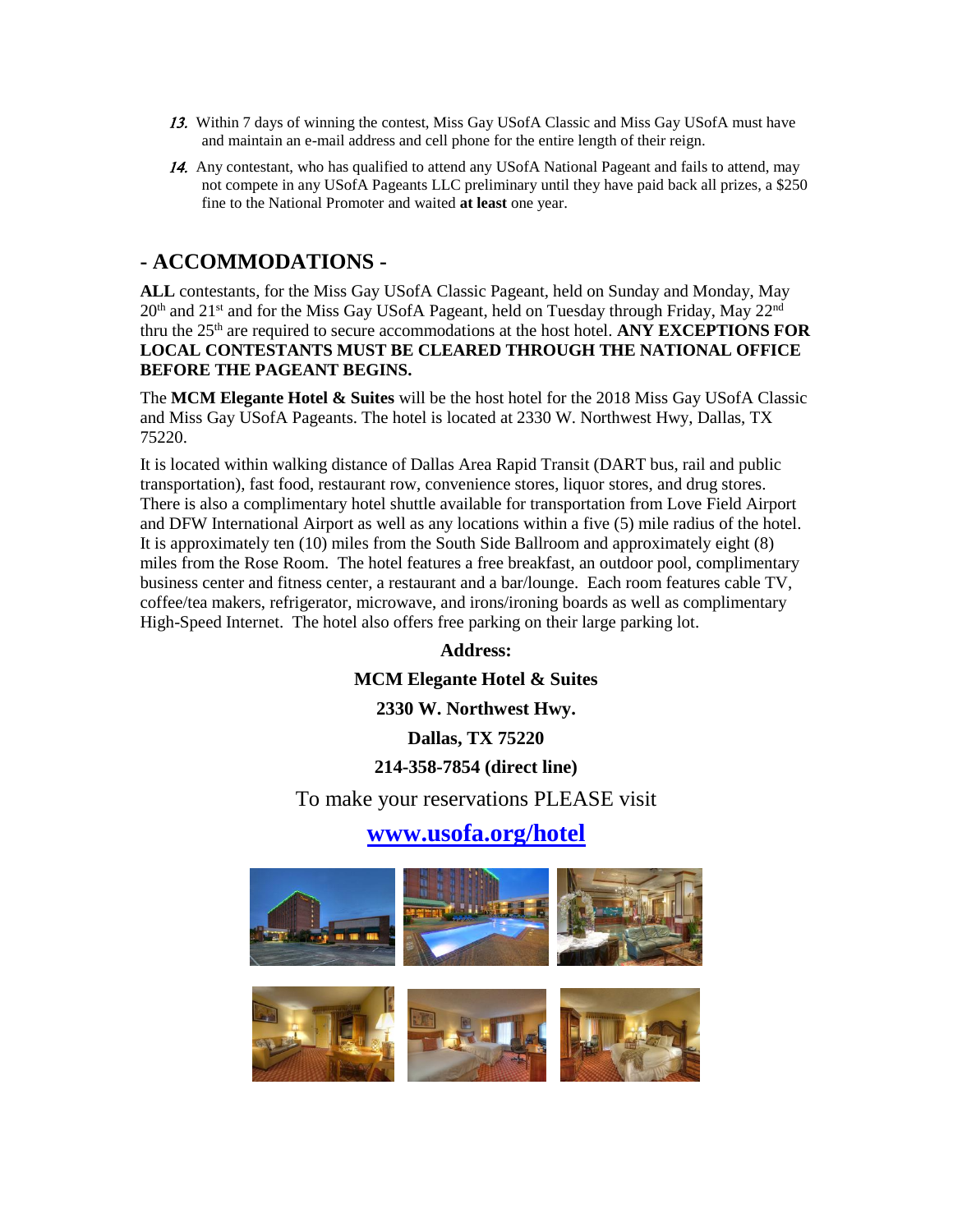13. Within 7 days of winning the contest, Miss Gay USofA Classic and Miss Gay USofA must have and maintain an e-mail address and cell phone for the entire length of their reign.

14. Any contestant, who has qualified to attend any USofA National Pageant and fails to attend, may not compete in any USofA Pageants LLC preliminary until they have paid back all prizes, a $250 fine to the National Promoter and waited **at least** one year.

## - ACCOMMODATIONS -

**ALL** contestants, for the Miss Gay USofA Classic Pageant, held on Sunday and Monday, May 20th and 21st and for the Miss Gay USofA Pageant, held on Tuesday through Friday, May 22nd thru the 25th are required to secure accommodations at the host hotel. **ANY EXCEPTIONS FOR LOCAL CONTESTANTS MUST BE CLEARED THROUGH THE NATIONAL OFFICE BEFORE THE PAGEANT BEGINS.**

The **MCM Elegante Hotel & Suites** will be the host hotel for the 2018 Miss Gay USofA Classic and Miss Gay USofA Pageants. The hotel is located at 2330 W. Northwest Hwy, Dallas, TX 75220.

It is located within walking distance of Dallas Area Rapid Transit (DART bus, rail and public transportation), fast food, restaurant row, convenience stores, liquor stores, and drug stores. There is also a complimentary hotel shuttle available for transportation from Love Field Airport and DFW International Airport as well as any locations within a five (5) mile radius of the hotel. It is approximately ten (10) miles from the South Side Ballroom and approximately eight (8) miles from the Rose Room. The hotel features a free breakfast, an outdoor pool, complimentary business center and fitness center, a restaurant and a bar/lounge. Each room features cable TV, coffee/tea makers, refrigerator, microwave, and irons/ironing boards as well as complimentary High-Speed Internet. The hotel also offers free parking on their large parking lot.

**Address:**

**MCM Elegante Hotel & Suites**

**2330 W. Northwest Hwy.**

**Dallas, TX 75220**

**214-358-7854 (direct line)**

To make your reservations PLEASE visit

**[www.usofa.org/hotel](www.usofa.org/hotel)**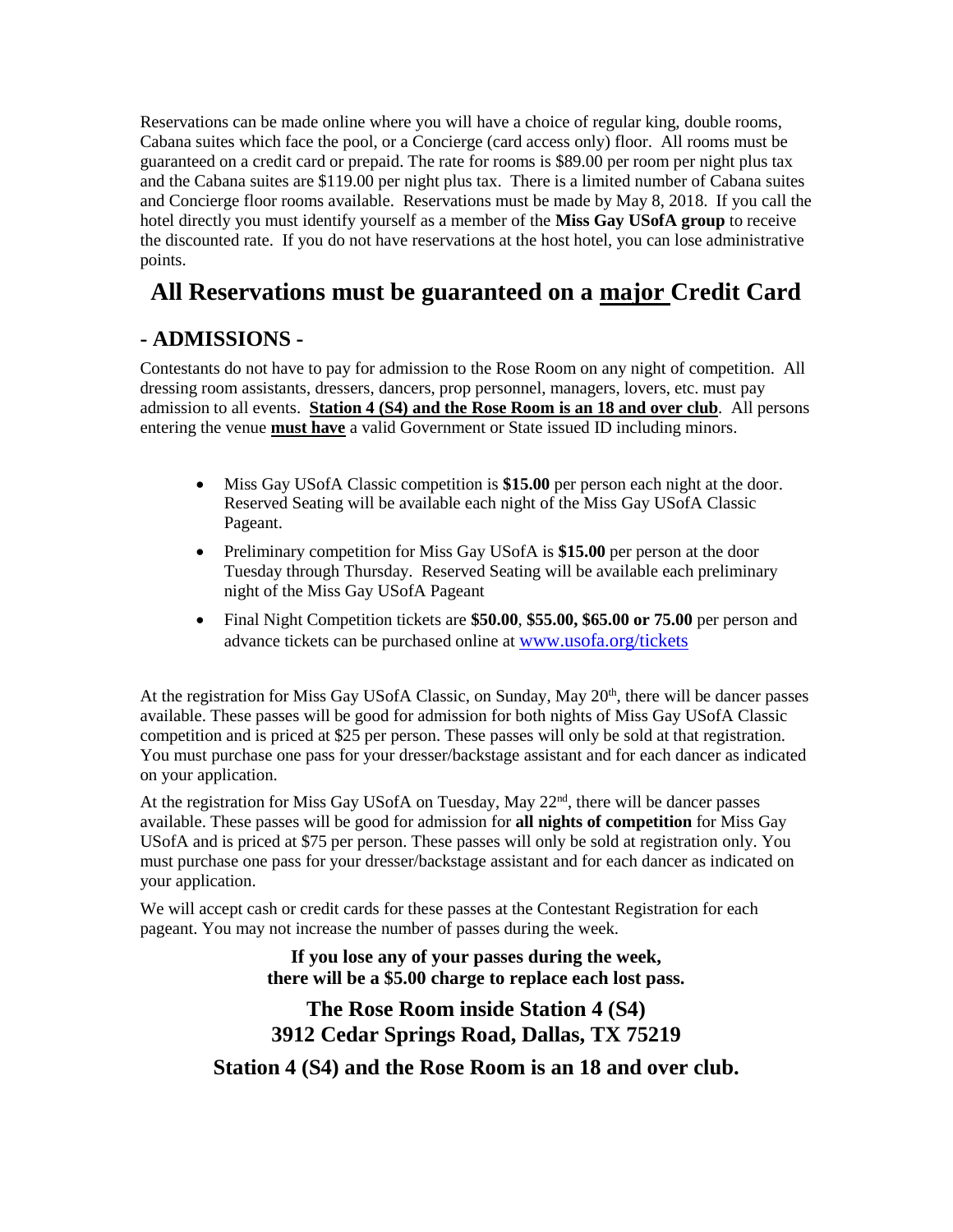Reservations can be made online where you will have a choice of regular king, double rooms, Cabana suites which face the pool, or a Concierge (card access only) floor. All rooms must be guaranteed on a credit card or prepaid. The rate for rooms is $89.00 per room per night plus tax and the Cabana suites are $119.00 per night plus tax. There is a limited number of Cabana suites and Concierge floor rooms available. Reservations must be made by May 8, 2018. If you call the hotel directly you must identify yourself as a member of the **Miss Gay USofA group** to receive the discounted rate. If you do not have reservations at the host hotel, you can lose administrative points.

# All Reservations must be guaranteed on a <u>major</u> Credit Card

## - ADMISSIONS -

Contestants do not have to pay for admission to the Rose Room on any night of competition. All dressing room assistants, dressers, dancers, prop personnel, managers, lovers, etc. must pay admission to all events. **<u>Station 4 (S4) and the Rose Room is an 18 and over club</u>**. All persons entering the venue **<u>must have</u>** a valid Government or State issued ID including minors.

- Miss Gay USofA Classic competition is **$15.00** per person each night at the door. Reserved Seating will be available each night of the Miss Gay USofA Classic Pageant.
- Preliminary competition for Miss Gay USofA is **$15.00** per person at the door Tuesday through Thursday. Reserved Seating will be available each preliminary night of the Miss Gay USofA Pageant
- Final Night Competition tickets are **$50.00**, **$55.00, $65.00 or 75.00** per person and advance tickets can be purchased online at www.usofa.org/tickets

At the registration for Miss Gay USofA Classic, on Sunday, May 20th, there will be dancer passes available. These passes will be good for admission for both nights of Miss Gay USofA Classic competition and is priced at $25 per person. These passes will only be sold at that registration. You must purchase one pass for your dresser/backstage assistant and for each dancer as indicated on your application.

At the registration for Miss Gay USofA on Tuesday, May 22nd, there will be dancer passes available. These passes will be good for admission for **all nights of competition** for Miss Gay USofA and is priced at $75 per person. These passes will only be sold at registration only. You must purchase one pass for your dresser/backstage assistant and for each dancer as indicated on your application.

We will accept cash or credit cards for these passes at the Contestant Registration for each pageant. You may not increase the number of passes during the week.

**If you lose any of your passes during the week, there will be a $5.00 charge to replace each lost pass.**

### The Rose Room inside Station 4 (S4)
### 3912 Cedar Springs Road, Dallas, TX 75219

### Station 4 (S4) and the Rose Room is an 18 and over club.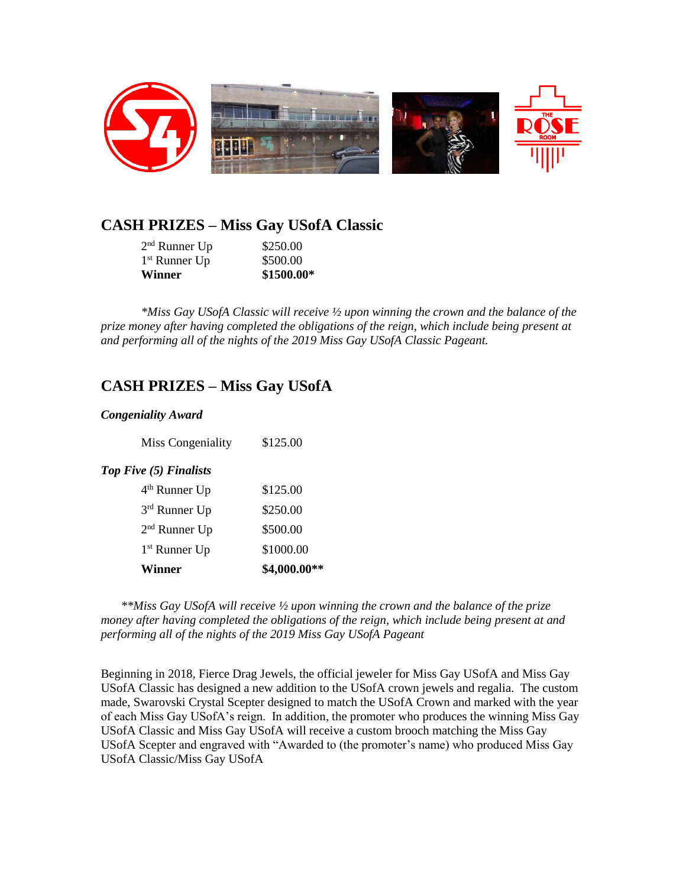## CASH PRIZES – Miss Gay USofA Classic

| | |
|---|---|
| 2nd Runner Up | $250.00 |
| 1st Runner Up | $500.00 |
| **Winner** | **$1500.00*** |

*\*Miss Gay USofA Classic will receive ½ upon winning the crown and the balance of the prize money after having completed the obligations of the reign, which include being present at and performing all of the nights of the 2019 Miss Gay USofA Classic Pageant.*

## CASH PRIZES – Miss Gay USofA

***Congeniality Award***

| | |
|---|---|
| Miss Congeniality | $125.00 |

***Top Five (5) Finalists***

| | |
|---|---|
| 4th Runner Up | $125.00 |
| 3rd Runner Up | $250.00 |
| 2nd Runner Up | $500.00 |
| 1st Runner Up | $1000.00 |
| **Winner** | **$4,000.00\*\*** |

*\*\*Miss Gay USofA will receive ½ upon winning the crown and the balance of the prize money after having completed the obligations of the reign, which include being present at and performing all of the nights of the 2019 Miss Gay USofA Pageant*

Beginning in 2018, Fierce Drag Jewels, the official jeweler for Miss Gay USofA and Miss Gay USofA Classic has designed a new addition to the USofA crown jewels and regalia. The custom made, Swarovski Crystal Scepter designed to match the USofA Crown and marked with the year of each Miss Gay USofA's reign. In addition, the promoter who produces the winning Miss Gay USofA Classic and Miss Gay USofA will receive a custom brooch matching the Miss Gay USofA Scepter and engraved with "Awarded to (the promoter's name) who produced Miss Gay USofA Classic/Miss Gay USofA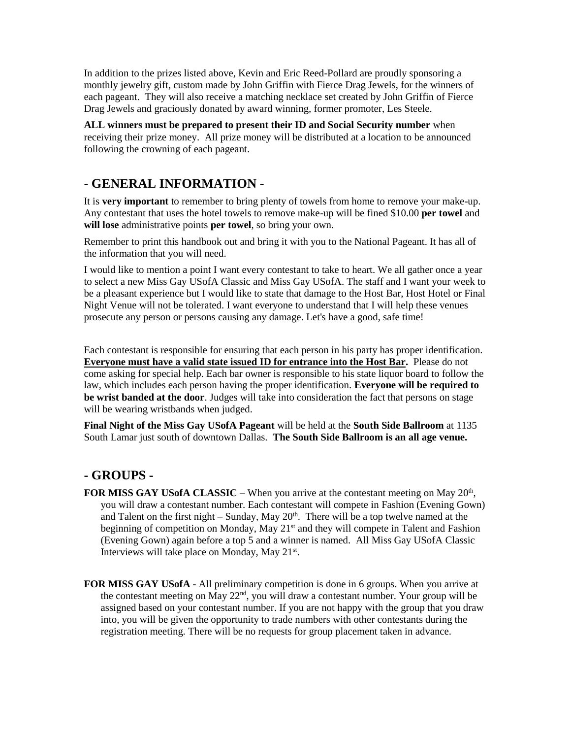In addition to the prizes listed above, Kevin and Eric Reed-Pollard are proudly sponsoring a monthly jewelry gift, custom made by John Griffin with Fierce Drag Jewels, for the winners of each pageant. They will also receive a matching necklace set created by John Griffin of Fierce Drag Jewels and graciously donated by award winning, former promoter, Les Steele.

**ALL winners must be prepared to present their ID and Social Security number** when receiving their prize money. All prize money will be distributed at a location to be announced following the crowning of each pageant.

## - GENERAL INFORMATION -

It is **very important** to remember to bring plenty of towels from home to remove your make-up. Any contestant that uses the hotel towels to remove make-up will be fined $10.00 **per towel** and **will lose** administrative points **per towel**, so bring your own.

Remember to print this handbook out and bring it with you to the National Pageant. It has all of the information that you will need.

I would like to mention a point I want every contestant to take to heart. We all gather once a year to select a new Miss Gay USofA Classic and Miss Gay USofA. The staff and I want your week to be a pleasant experience but I would like to state that damage to the Host Bar, Host Hotel or Final Night Venue will not be tolerated. I want everyone to understand that I will help these venues prosecute any person or persons causing any damage. Let's have a good, safe time!

Each contestant is responsible for ensuring that each person in his party has proper identification. **Everyone must have a valid state issued ID for entrance into the Host Bar.** Please do not come asking for special help. Each bar owner is responsible to his state liquor board to follow the law, which includes each person having the proper identification. **Everyone will be required to be wrist banded at the door**. Judges will take into consideration the fact that persons on stage will be wearing wristbands when judged.

**Final Night of the Miss Gay USofA Pageant** will be held at the **South Side Ballroom** at 1135 South Lamar just south of downtown Dallas. **The South Side Ballroom is an all age venue.**

## - GROUPS -

**FOR MISS GAY USofA CLASSIC** – When you arrive at the contestant meeting on May 20th, you will draw a contestant number. Each contestant will compete in Fashion (Evening Gown) and Talent on the first night – Sunday, May 20th. There will be a top twelve named at the beginning of competition on Monday, May 21st and they will compete in Talent and Fashion (Evening Gown) again before a top 5 and a winner is named. All Miss Gay USofA Classic Interviews will take place on Monday, May 21st.

**FOR MISS GAY USofA** - All preliminary competition is done in 6 groups. When you arrive at the contestant meeting on May 22nd, you will draw a contestant number. Your group will be assigned based on your contestant number. If you are not happy with the group that you draw into, you will be given the opportunity to trade numbers with other contestants during the registration meeting. There will be no requests for group placement taken in advance.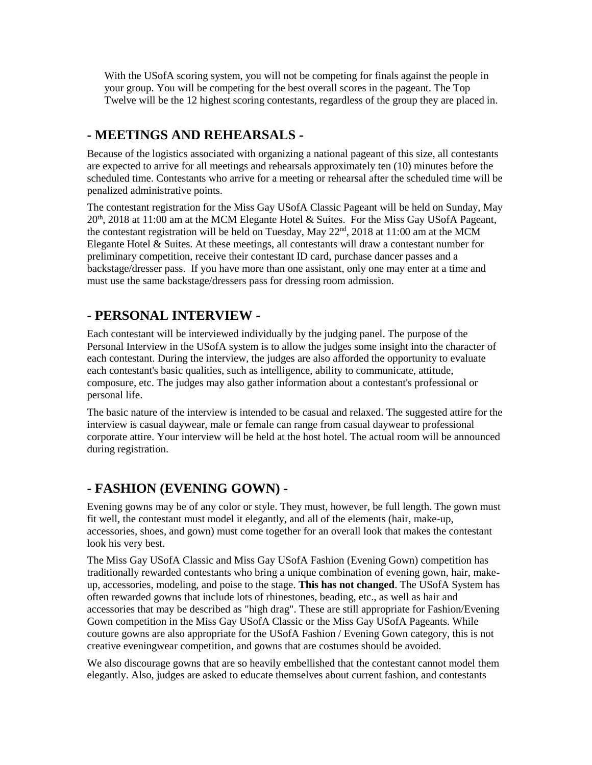With the USofA scoring system, you will not be competing for finals against the people in your group. You will be competing for the best overall scores in the pageant. The Top Twelve will be the 12 highest scoring contestants, regardless of the group they are placed in.

## - MEETINGS AND REHEARSALS -

Because of the logistics associated with organizing a national pageant of this size, all contestants are expected to arrive for all meetings and rehearsals approximately ten (10) minutes before the scheduled time. Contestants who arrive for a meeting or rehearsal after the scheduled time will be penalized administrative points.

The contestant registration for the Miss Gay USofA Classic Pageant will be held on Sunday, May 20th, 2018 at 11:00 am at the MCM Elegante Hotel & Suites. For the Miss Gay USofA Pageant, the contestant registration will be held on Tuesday, May 22nd, 2018 at 11:00 am at the MCM Elegante Hotel & Suites. At these meetings, all contestants will draw a contestant number for preliminary competition, receive their contestant ID card, purchase dancer passes and a backstage/dresser pass. If you have more than one assistant, only one may enter at a time and must use the same backstage/dressers pass for dressing room admission.

## - PERSONAL INTERVIEW -

Each contestant will be interviewed individually by the judging panel. The purpose of the Personal Interview in the USofA system is to allow the judges some insight into the character of each contestant. During the interview, the judges are also afforded the opportunity to evaluate each contestant's basic qualities, such as intelligence, ability to communicate, attitude, composure, etc. The judges may also gather information about a contestant's professional or personal life.

The basic nature of the interview is intended to be casual and relaxed. The suggested attire for the interview is casual daywear, male or female can range from casual daywear to professional corporate attire. Your interview will be held at the host hotel. The actual room will be announced during registration.

## - FASHION (EVENING GOWN) -

Evening gowns may be of any color or style. They must, however, be full length. The gown must fit well, the contestant must model it elegantly, and all of the elements (hair, make-up, accessories, shoes, and gown) must come together for an overall look that makes the contestant look his very best.

The Miss Gay USofA Classic and Miss Gay USofA Fashion (Evening Gown) competition has traditionally rewarded contestants who bring a unique combination of evening gown, hair, make-up, accessories, modeling, and poise to the stage. **This has not changed**. The USofA System has often rewarded gowns that include lots of rhinestones, beading, etc., as well as hair and accessories that may be described as "high drag". These are still appropriate for Fashion/Evening Gown competition in the Miss Gay USofA Classic or the Miss Gay USofA Pageants. While couture gowns are also appropriate for the USofA Fashion / Evening Gown category, this is not creative eveningwear competition, and gowns that are costumes should be avoided.

We also discourage gowns that are so heavily embellished that the contestant cannot model them elegantly. Also, judges are asked to educate themselves about current fashion, and contestants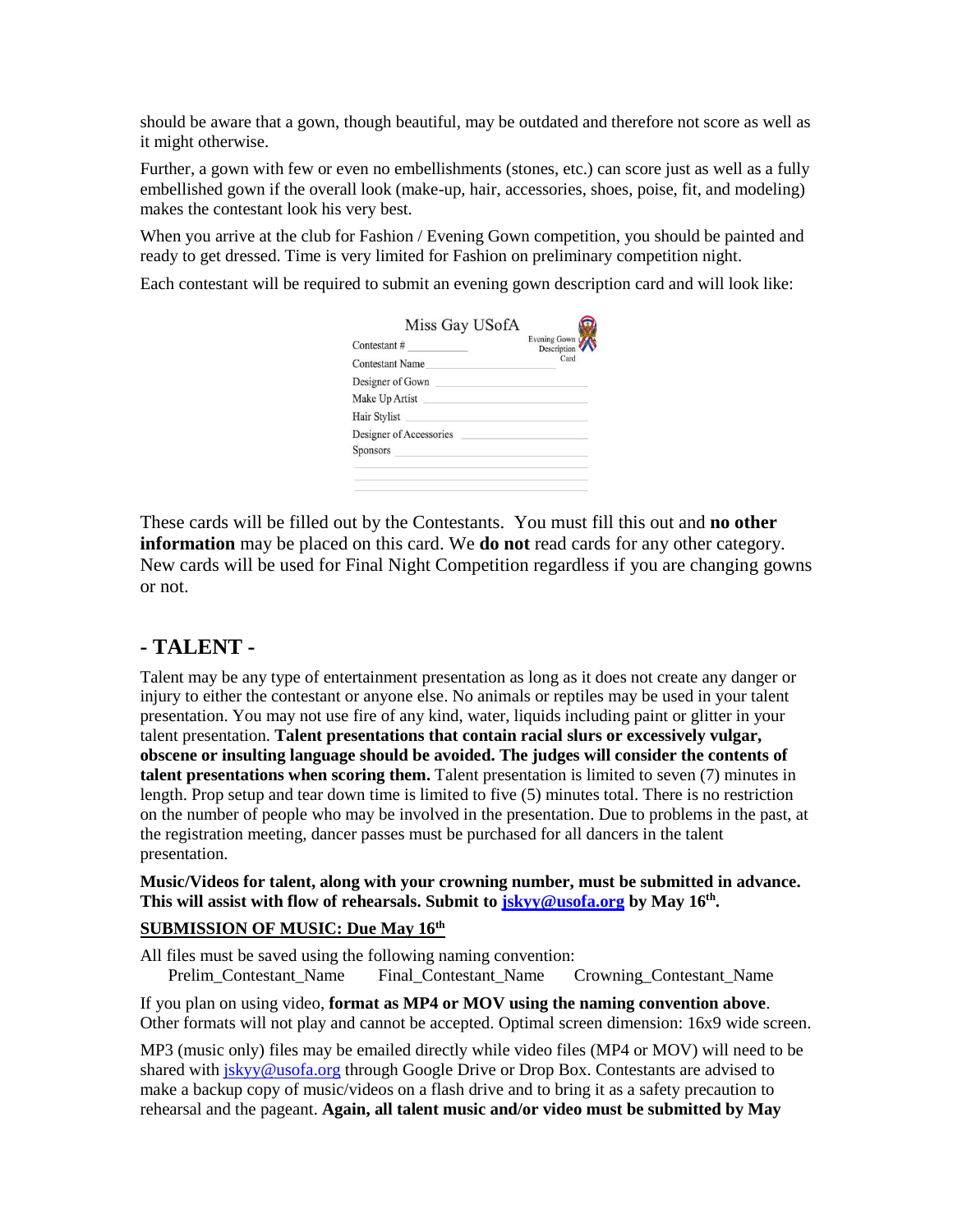should be aware that a gown, though beautiful, may be outdated and therefore not score as well as it might otherwise.

Further, a gown with few or even no embellishments (stones, etc.) can score just as well as a fully embellished gown if the overall look (make-up, hair, accessories, shoes, poise, fit, and modeling) makes the contestant look his very best.

When you arrive at the club for Fashion / Evening Gown competition, you should be painted and ready to get dressed. Time is very limited for Fashion on preliminary competition night.

Each contestant will be required to submit an evening gown description card and will look like:

Miss Gay USofA

Evening Gown Description Card

Contestant # \_\_\_\_\_\_\_\_\_\_

Contestant Name \_\_\_\_\_\_\_\_\_\_

Designer of Gown \_\_\_\_\_\_\_\_\_\_

Make Up Artist \_\_\_\_\_\_\_\_\_\_

Hair Stylist \_\_\_\_\_\_\_\_\_\_

Designer of Accessories \_\_\_\_\_\_\_\_\_\_

Sponsors \_\_\_\_\_\_\_\_\_\_

These cards will be filled out by the Contestants. You must fill this out and **no other information** may be placed on this card. We **do not** read cards for any other category. New cards will be used for Final Night Competition regardless if you are changing gowns or not.

## - TALENT -

Talent may be any type of entertainment presentation as long as it does not create any danger or injury to either the contestant or anyone else. No animals or reptiles may be used in your talent presentation. You may not use fire of any kind, water, liquids including paint or glitter in your talent presentation. **Talent presentations that contain racial slurs or excessively vulgar, obscene or insulting language should be avoided. The judges will consider the contents of talent presentations when scoring them.** Talent presentation is limited to seven (7) minutes in length. Prop setup and tear down time is limited to five (5) minutes total. There is no restriction on the number of people who may be involved in the presentation. Due to problems in the past, at the registration meeting, dancer passes must be purchased for all dancers in the talent presentation.

**Music/Videos for talent, along with your crowning number, must be submitted in advance. This will assist with flow of rehearsals. Submit to jskyy@usofa.org by May 16th.**

**SUBMISSION OF MUSIC: Due May 16th**

All files must be saved using the following naming convention:
Prelim_Contestant_Name     Final_Contestant_Name     Crowning_Contestant_Name

If you plan on using video, **format as MP4 or MOV using the naming convention above**. Other formats will not play and cannot be accepted. Optimal screen dimension: 16x9 wide screen.

MP3 (music only) files may be emailed directly while video files (MP4 or MOV) will need to be shared with jskyy@usofa.org through Google Drive or Drop Box. Contestants are advised to make a backup copy of music/videos on a flash drive and to bring it as a safety precaution to rehearsal and the pageant. **Again, all talent music and/or video must be submitted by May**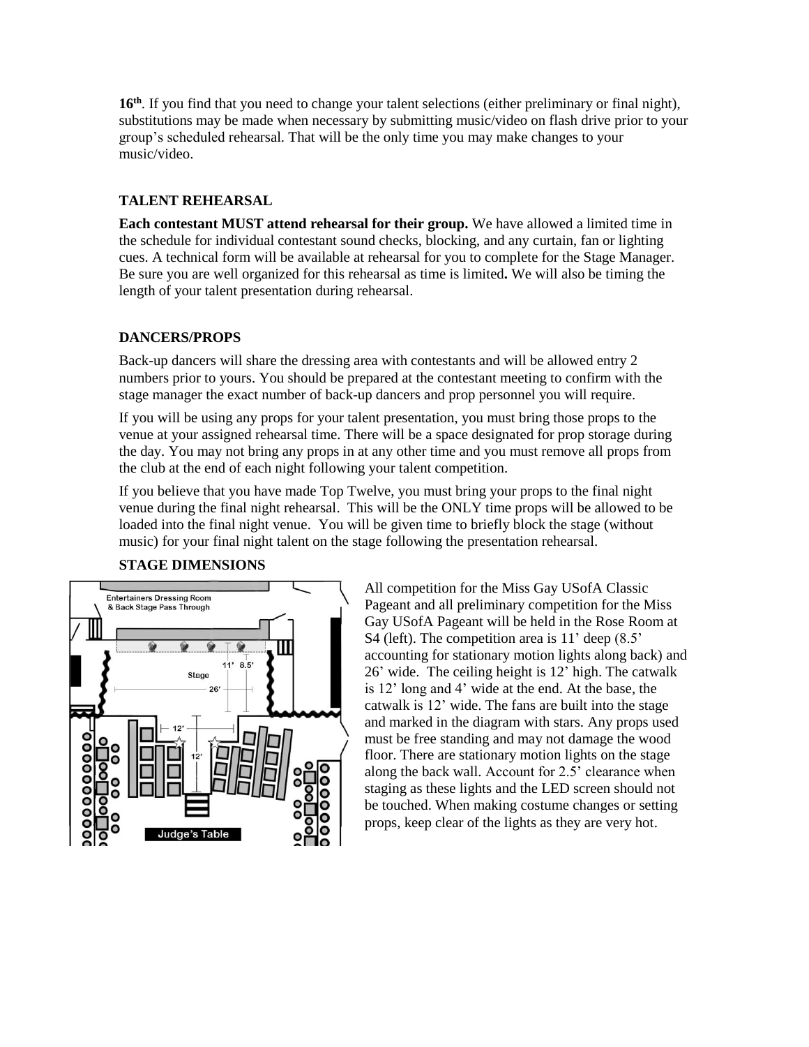**16th**. If you find that you need to change your talent selections (either preliminary or final night), substitutions may be made when necessary by submitting music/video on flash drive prior to your group's scheduled rehearsal. That will be the only time you may make changes to your music/video.

### TALENT REHEARSAL

**Each contestant MUST attend rehearsal for their group.** We have allowed a limited time in the schedule for individual contestant sound checks, blocking, and any curtain, fan or lighting cues. A technical form will be available at rehearsal for you to complete for the Stage Manager. Be sure you are well organized for this rehearsal as time is limited**.** We will also be timing the length of your talent presentation during rehearsal.

### DANCERS/PROPS

Back-up dancers will share the dressing area with contestants and will be allowed entry 2 numbers prior to yours. You should be prepared at the contestant meeting to confirm with the stage manager the exact number of back-up dancers and prop personnel you will require.

If you will be using any props for your talent presentation, you must bring those props to the venue at your assigned rehearsal time. There will be a space designated for prop storage during the day. You may not bring any props in at any other time and you must remove all props from the club at the end of each night following your talent competition.

If you believe that you have made Top Twelve, you must bring your props to the final night venue during the final night rehearsal. This will be the ONLY time props will be allowed to be loaded into the final night venue. You will be given time to briefly block the stage (without music) for your final night talent on the stage following the presentation rehearsal.

### STAGE DIMENSIONS

All competition for the Miss Gay USofA Classic Pageant and all preliminary competition for the Miss Gay USofA Pageant will be held in the Rose Room at S4 (left). The competition area is 11' deep (8.5' accounting for stationary motion lights along back) and 26' wide. The ceiling height is 12' high. The catwalk is 12' long and 4' wide at the end. At the base, the catwalk is 12' wide. The fans are built into the stage and marked in the diagram with stars. Any props used must be free standing and may not damage the wood floor. There are stationary motion lights on the stage along the back wall. Account for 2.5' clearance when staging as these lights and the LED screen should not be touched. When making costume changes or setting props, keep clear of the lights as they are very hot.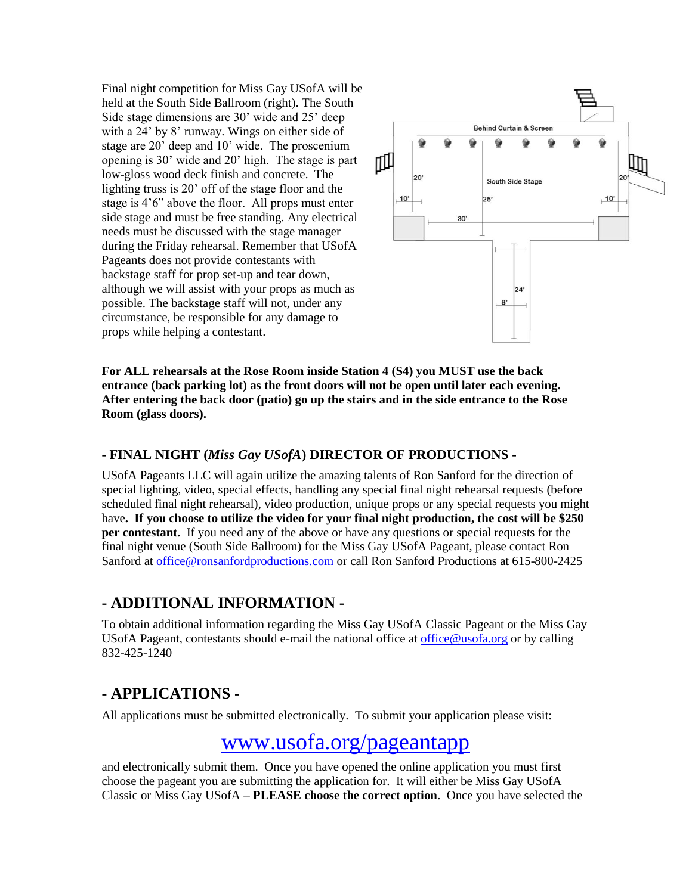Final night competition for Miss Gay USofA will be held at the South Side Ballroom (right). The South Side stage dimensions are 30' wide and 25' deep with a 24' by 8' runway. Wings on either side of stage are 20' deep and 10' wide. The proscenium opening is 30' wide and 20' high. The stage is part low-gloss wood deck finish and concrete. The lighting truss is 20' off of the stage floor and the stage is 4'6" above the floor. All props must enter side stage and must be free standing. Any electrical needs must be discussed with the stage manager during the Friday rehearsal. Remember that USofA Pageants does not provide contestants with backstage staff for prop set-up and tear down, although we will assist with your props as much as possible. The backstage staff will not, under any circumstance, be responsible for any damage to props while helping a contestant.

**For ALL rehearsals at the Rose Room inside Station 4 (S4) you MUST use the back entrance (back parking lot) as the front doors will not be open until later each evening. After entering the back door (patio) go up the stairs and in the side entrance to the Rose Room (glass doors).**

### - FINAL NIGHT (*Miss Gay USofA*) DIRECTOR OF PRODUCTIONS -

USofA Pageants LLC will again utilize the amazing talents of Ron Sanford for the direction of special lighting, video, special effects, handling any special final night rehearsal requests (before scheduled final night rehearsal), video production, unique props or any special requests you might have**. If you choose to utilize the video for your final night production, the cost will be $250 per contestant.** If you need any of the above or have any questions or special requests for the final night venue (South Side Ballroom) for the Miss Gay USofA Pageant, please contact Ron Sanford at office@ronsanfordproductions.com or call Ron Sanford Productions at 615-800-2425

## - ADDITIONAL INFORMATION -

To obtain additional information regarding the Miss Gay USofA Classic Pageant or the Miss Gay USofA Pageant, contestants should e-mail the national office at office@usofa.org or by calling 832-425-1240

## - APPLICATIONS -

All applications must be submitted electronically. To submit your application please visit:

# www.usofa.org/pageantapp

and electronically submit them. Once you have opened the online application you must first choose the pageant you are submitting the application for. It will either be Miss Gay USofA Classic or Miss Gay USofA – **PLEASE choose the correct option**. Once you have selected the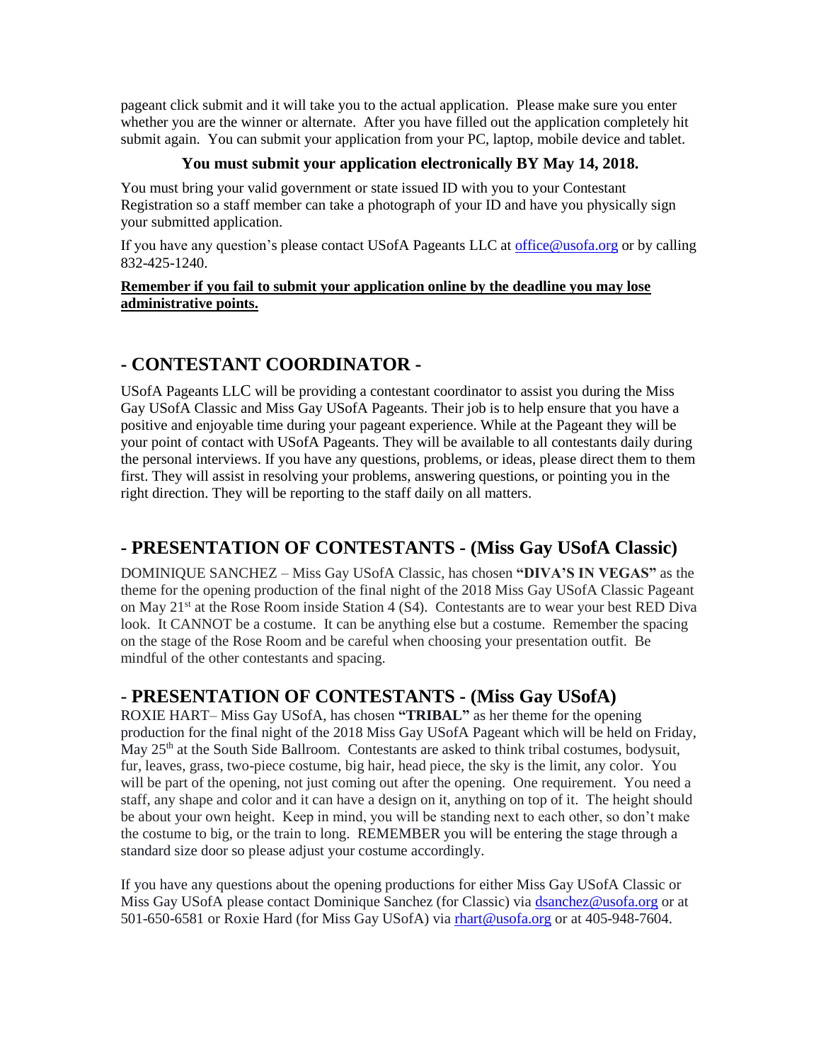pageant click submit and it will take you to the actual application. Please make sure you enter whether you are the winner or alternate. After you have filled out the application completely hit submit again. You can submit your application from your PC, laptop, mobile device and tablet.

**You must submit your application electronically BY May 14, 2018.**

You must bring your valid government or state issued ID with you to your Contestant Registration so a staff member can take a photograph of your ID and have you physically sign your submitted application.

If you have any question's please contact USofA Pageants LLC at office@usofa.org or by calling 832-425-1240.

**Remember if you fail to submit your application online by the deadline you may lose administrative points.**

## - CONTESTANT COORDINATOR -

USofA Pageants LLC will be providing a contestant coordinator to assist you during the Miss Gay USofA Classic and Miss Gay USofA Pageants. Their job is to help ensure that you have a positive and enjoyable time during your pageant experience. While at the Pageant they will be your point of contact with USofA Pageants. They will be available to all contestants daily during the personal interviews. If you have any questions, problems, or ideas, please direct them to them first. They will assist in resolving your problems, answering questions, or pointing you in the right direction. They will be reporting to the staff daily on all matters.

## - PRESENTATION OF CONTESTANTS - (Miss Gay USofA Classic)

DOMINIQUE SANCHEZ – Miss Gay USofA Classic, has chosen **"DIVA'S IN VEGAS"** as the theme for the opening production of the final night of the 2018 Miss Gay USofA Classic Pageant on May 21st at the Rose Room inside Station 4 (S4). Contestants are to wear your best RED Diva look. It CANNOT be a costume. It can be anything else but a costume. Remember the spacing on the stage of the Rose Room and be careful when choosing your presentation outfit. Be mindful of the other contestants and spacing.

## - PRESENTATION OF CONTESTANTS - (Miss Gay USofA)

ROXIE HART– Miss Gay USofA, has chosen **"TRIBAL"** as her theme for the opening production for the final night of the 2018 Miss Gay USofA Pageant which will be held on Friday, May 25th at the South Side Ballroom. Contestants are asked to think tribal costumes, bodysuit, fur, leaves, grass, two-piece costume, big hair, head piece, the sky is the limit, any color. You will be part of the opening, not just coming out after the opening. One requirement. You need a staff, any shape and color and it can have a design on it, anything on top of it. The height should be about your own height. Keep in mind, you will be standing next to each other, so don't make the costume to big, or the train to long. REMEMBER you will be entering the stage through a standard size door so please adjust your costume accordingly.

If you have any questions about the opening productions for either Miss Gay USofA Classic or Miss Gay USofA please contact Dominique Sanchez (for Classic) via dsanchez@usofa.org or at 501-650-6581 or Roxie Hard (for Miss Gay USofA) via rhart@usofa.org or at 405-948-7604.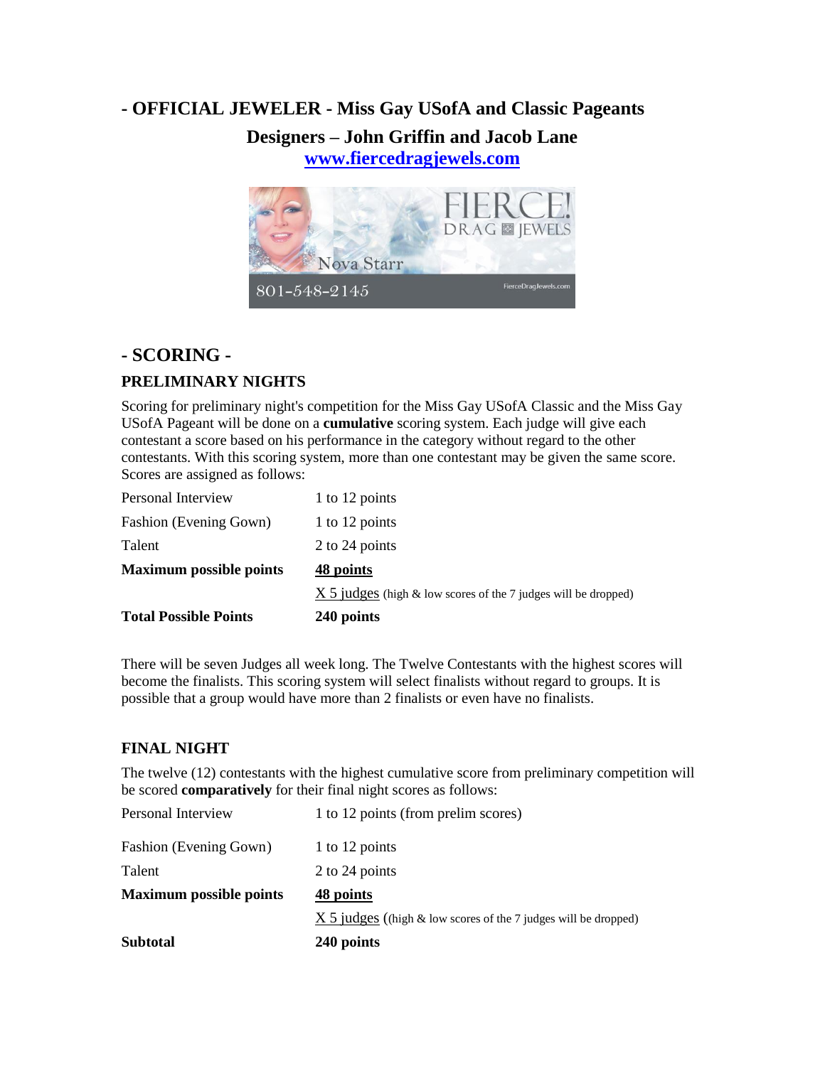## - OFFICIAL JEWELER - Miss Gay USofA and Classic Pageants

### Designers – John Griffin and Jacob Lane

[www.fiercedragjewels.com](http://www.fiercedragjewels.com)

## - SCORING -

### PRELIMINARY NIGHTS

Scoring for preliminary night's competition for the Miss Gay USofA Classic and the Miss Gay USofA Pageant will be done on a **cumulative** scoring system. Each judge will give each contestant a score based on his performance in the category without regard to the other contestants. With this scoring system, more than one contestant may be given the same score. Scores are assigned as follows:

| | |
|---|---|
| Personal Interview | 1 to 12 points |
| Fashion (Evening Gown) | 1 to 12 points |
| Talent | 2 to 24 points |
| **Maximum possible points** | **48 points** |
| | X 5 judges (high & low scores of the 7 judges will be dropped) |
| **Total Possible Points** | **240 points** |

There will be seven Judges all week long. The Twelve Contestants with the highest scores will become the finalists. This scoring system will select finalists without regard to groups. It is possible that a group would have more than 2 finalists or even have no finalists.

### FINAL NIGHT

The twelve (12) contestants with the highest cumulative score from preliminary competition will be scored **comparatively** for their final night scores as follows:

| | |
|---|---|
| Personal Interview | 1 to 12 points (from prelim scores) |
| Fashion (Evening Gown) | 1 to 12 points |
| Talent | 2 to 24 points |
| **Maximum possible points** | **48 points** |
| | X 5 judges ((high & low scores of the 7 judges will be dropped) |
| **Subtotal** | **240 points** |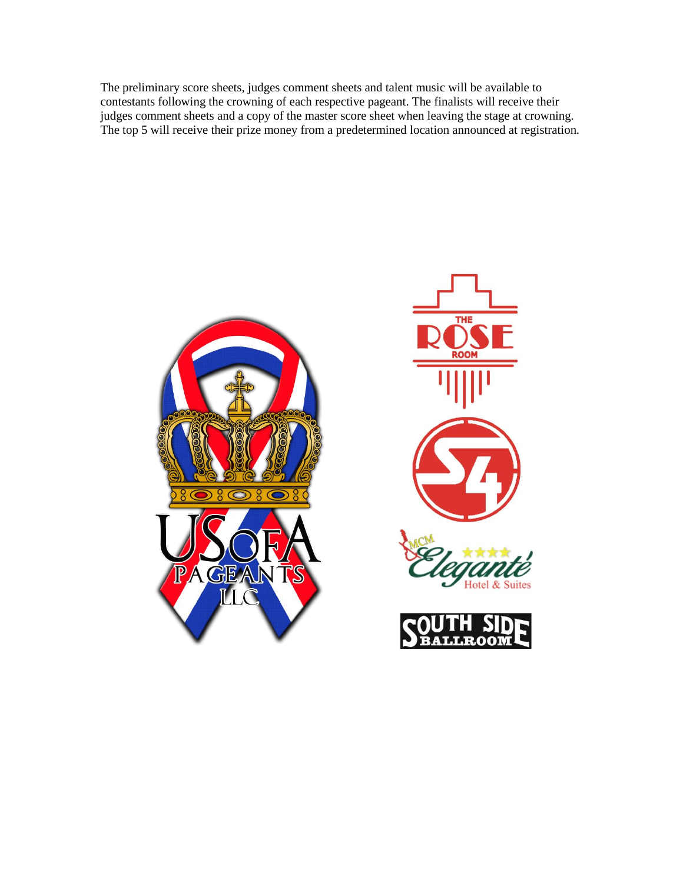The preliminary score sheets, judges comment sheets and talent music will be available to contestants following the crowning of each respective pageant. The finalists will receive their judges comment sheets and a copy of the master score sheet when leaving the stage at crowning. The top 5 will receive their prize money from a predetermined location announced at registration.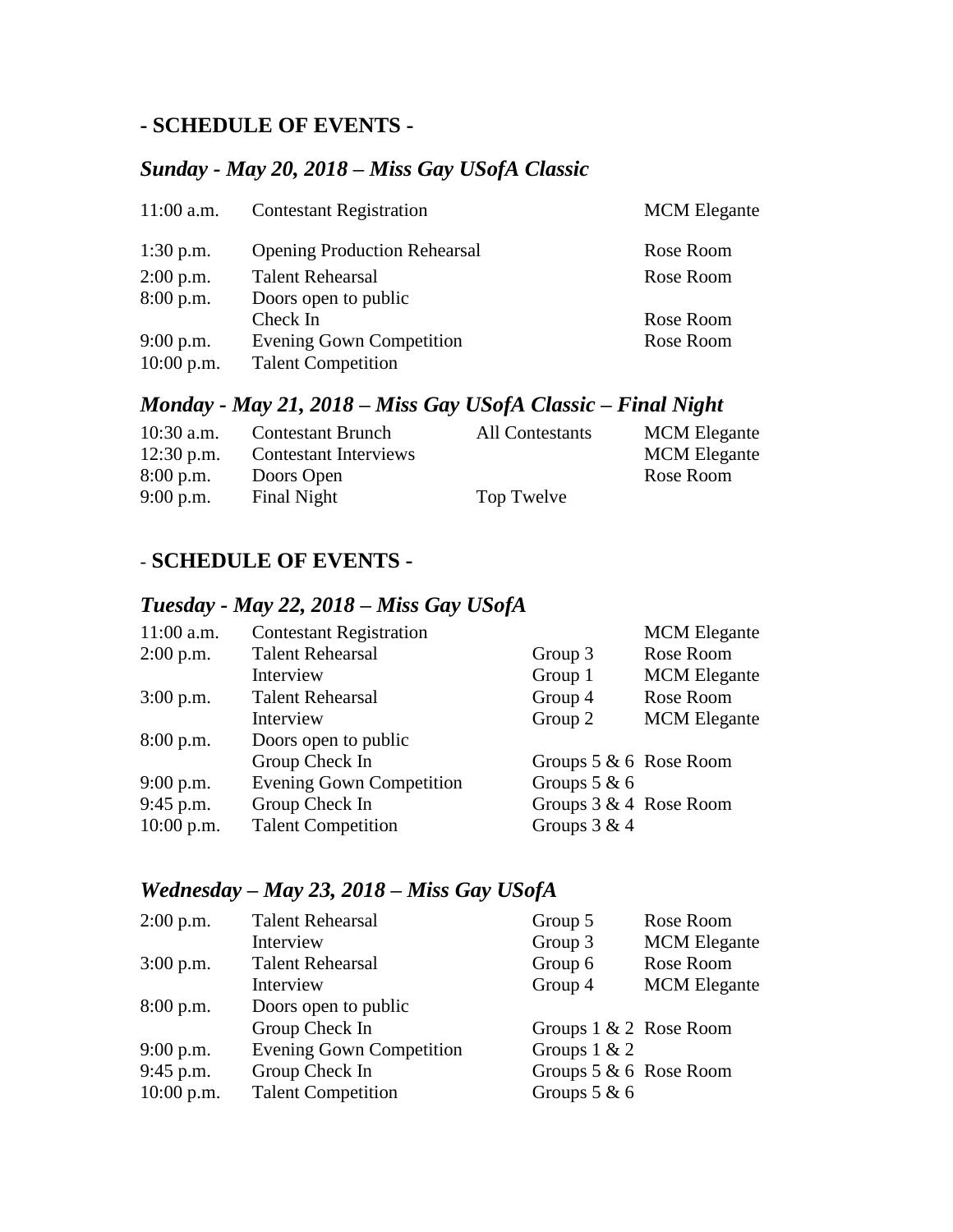## - SCHEDULE OF EVENTS -

### *Sunday - May 20, 2018 – Miss Gay USofA Classic*

| | | |
|---|---|---|
| 11:00 a.m. | Contestant Registration | MCM Elegante |
| 1:30 p.m. | Opening Production Rehearsal | Rose Room |
| 2:00 p.m. | Talent Rehearsal | Rose Room |
| 8:00 p.m. | Doors open to public | |
| | Check In | Rose Room |
| 9:00 p.m. | Evening Gown Competition | Rose Room |
| 10:00 p.m. | Talent Competition | |

### *Monday - May 21, 2018 – Miss Gay USofA Classic – Final Night*

| | | | |
|---|---|---|---|
| 10:30 a.m. | Contestant Brunch | All Contestants | MCM Elegante |
| 12:30 p.m. | Contestant Interviews | | MCM Elegante |
| 8:00 p.m. | Doors Open | | Rose Room |
| 9:00 p.m. | Final Night | Top Twelve | |

## - SCHEDULE OF EVENTS -

### *Tuesday - May 22, 2018 – Miss Gay USofA*

| | | | |
|---|---|---|---|
| 11:00 a.m. | Contestant Registration | | MCM Elegante |
| 2:00 p.m. | Talent Rehearsal | Group 3 | Rose Room |
| | Interview | Group 1 | MCM Elegante |
| 3:00 p.m. | Talent Rehearsal | Group 4 | Rose Room |
| | Interview | Group 2 | MCM Elegante |
| 8:00 p.m. | Doors open to public | | |
| | Group Check In | Groups 5 & 6 | Rose Room |
| 9:00 p.m. | Evening Gown Competition | Groups 5 & 6 | |
| 9:45 p.m. | Group Check In | Groups 3 & 4 | Rose Room |
| 10:00 p.m. | Talent Competition | Groups 3 & 4 | |

### *Wednesday – May 23, 2018 – Miss Gay USofA*

| | | | |
|---|---|---|---|
| 2:00 p.m. | Talent Rehearsal | Group 5 | Rose Room |
| | Interview | Group 3 | MCM Elegante |
| 3:00 p.m. | Talent Rehearsal | Group 6 | Rose Room |
| | Interview | Group 4 | MCM Elegante |
| 8:00 p.m. | Doors open to public | | |
| | Group Check In | Groups 1 & 2 | Rose Room |
| 9:00 p.m. | Evening Gown Competition | Groups 1 & 2 | |
| 9:45 p.m. | Group Check In | Groups 5 & 6 | Rose Room |
| 10:00 p.m. | Talent Competition | Groups 5 & 6 | |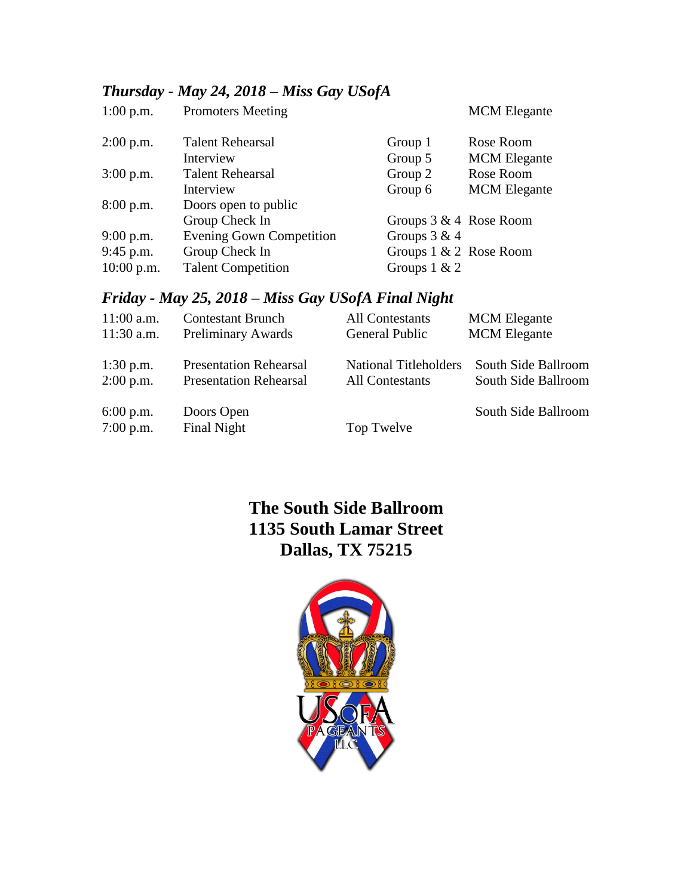### *Thursday - May 24, 2018 – Miss Gay USofA*

| Time | Event | Group | Location |
|---|---|---|---|
| 1:00 p.m. | Promoters Meeting | | MCM Elegante |
| 2:00 p.m. | Talent Rehearsal | Group 1 | Rose Room |
| | Interview | Group 5 | MCM Elegante |
| 3:00 p.m. | Talent Rehearsal | Group 2 | Rose Room |
| | Interview | Group 6 | MCM Elegante |
| 8:00 p.m. | Doors open to public | | |
| | Group Check In | Groups 3 & 4 | Rose Room |
| 9:00 p.m. | Evening Gown Competition | Groups 3 & 4 | |
| 9:45 p.m. | Group Check In | Groups 1 & 2 | Rose Room |
| 10:00 p.m. | Talent Competition | Groups 1 & 2 | |

### *Friday - May 25, 2018 – Miss Gay USofA Final Night*

| Time | Event | Group | Location |
|---|---|---|---|
| 11:00 a.m. | Contestant Brunch | All Contestants | MCM Elegante |
| 11:30 a.m. | Preliminary Awards | General Public | MCM Elegante |
| 1:30 p.m. | Presentation Rehearsal | National Titleholders | South Side Ballroom |
| 2:00 p.m. | Presentation Rehearsal | All Contestants | South Side Ballroom |
| 6:00 p.m. | Doors Open | | South Side Ballroom |
| 7:00 p.m. | Final Night | Top Twelve | |

**The South Side Ballroom**
**1135 South Lamar Street**
**Dallas, TX 75215**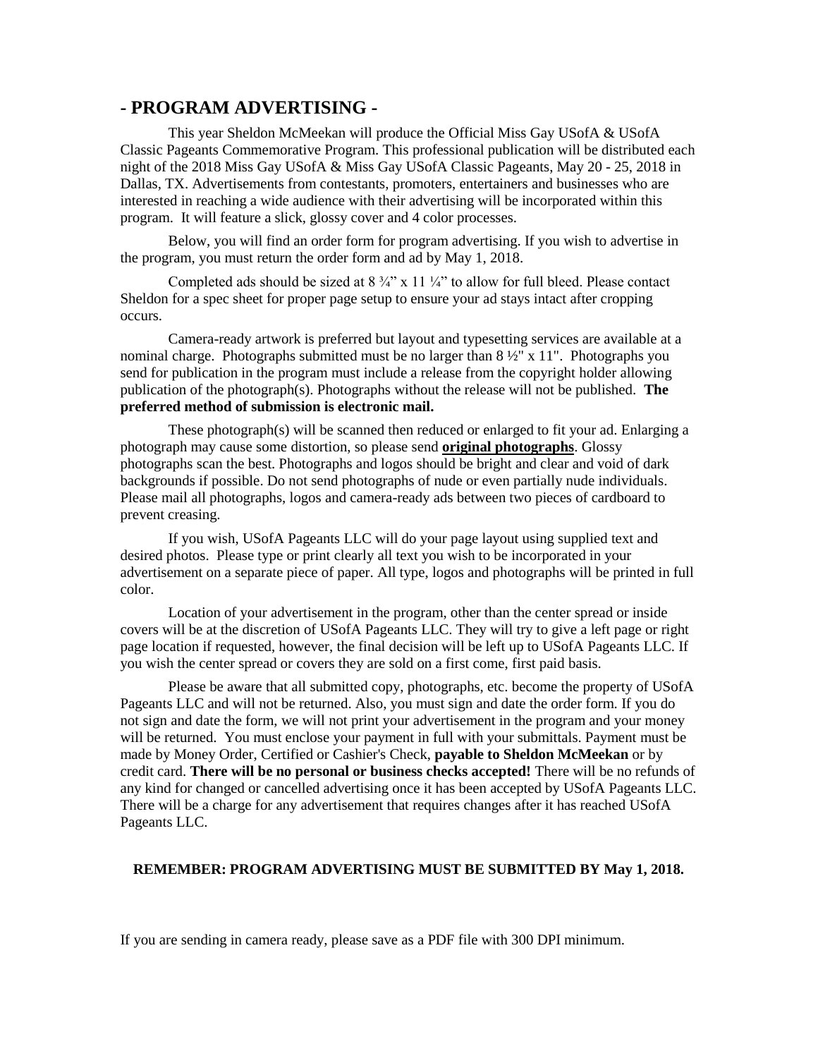## - PROGRAM ADVERTISING -

This year Sheldon McMeekan will produce the Official Miss Gay USofA & USofA Classic Pageants Commemorative Program. This professional publication will be distributed each night of the 2018 Miss Gay USofA & Miss Gay USofA Classic Pageants, May 20 - 25, 2018 in Dallas, TX. Advertisements from contestants, promoters, entertainers and businesses who are interested in reaching a wide audience with their advertising will be incorporated within this program. It will feature a slick, glossy cover and 4 color processes.

Below, you will find an order form for program advertising. If you wish to advertise in the program, you must return the order form and ad by May 1, 2018.

Completed ads should be sized at 8 ¾" x 11 ¼" to allow for full bleed. Please contact Sheldon for a spec sheet for proper page setup to ensure your ad stays intact after cropping occurs.

Camera-ready artwork is preferred but layout and typesetting services are available at a nominal charge. Photographs submitted must be no larger than 8 ½" x 11". Photographs you send for publication in the program must include a release from the copyright holder allowing publication of the photograph(s). Photographs without the release will not be published. **The preferred method of submission is electronic mail.**

These photograph(s) will be scanned then reduced or enlarged to fit your ad. Enlarging a photograph may cause some distortion, so please send **original photographs**. Glossy photographs scan the best. Photographs and logos should be bright and clear and void of dark backgrounds if possible. Do not send photographs of nude or even partially nude individuals. Please mail all photographs, logos and camera-ready ads between two pieces of cardboard to prevent creasing.

If you wish, USofA Pageants LLC will do your page layout using supplied text and desired photos. Please type or print clearly all text you wish to be incorporated in your advertisement on a separate piece of paper. All type, logos and photographs will be printed in full color.

Location of your advertisement in the program, other than the center spread or inside covers will be at the discretion of USofA Pageants LLC. They will try to give a left page or right page location if requested, however, the final decision will be left up to USofA Pageants LLC. If you wish the center spread or covers they are sold on a first come, first paid basis.

Please be aware that all submitted copy, photographs, etc. become the property of USofA Pageants LLC and will not be returned. Also, you must sign and date the order form. If you do not sign and date the form, we will not print your advertisement in the program and your money will be returned. You must enclose your payment in full with your submittals. Payment must be made by Money Order, Certified or Cashier's Check, **payable to Sheldon McMeekan** or by credit card. **There will be no personal or business checks accepted!** There will be no refunds of any kind for changed or cancelled advertising once it has been accepted by USofA Pageants LLC. There will be a charge for any advertisement that requires changes after it has reached USofA Pageants LLC.

**REMEMBER: PROGRAM ADVERTISING MUST BE SUBMITTED BY May 1, 2018.**

If you are sending in camera ready, please save as a PDF file with 300 DPI minimum.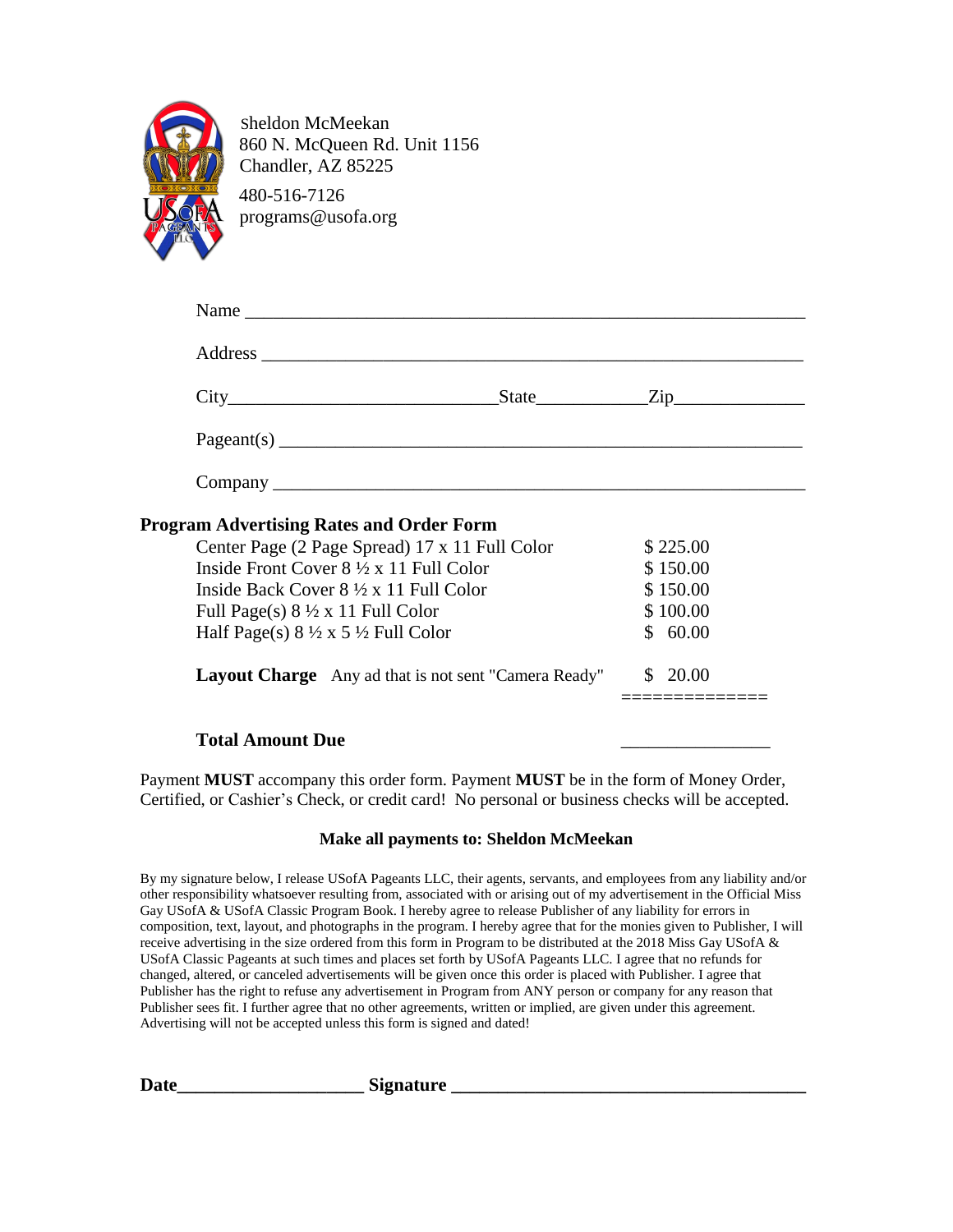Sheldon McMeekan
860 N. McQueen Rd. Unit 1156
Chandler, AZ 85225

480-516-7126
programs@usofa.org

Name ____________________________________________________________

Address __________________________________________________________

City____________________________State____________Zip______________

Pageant(s) ________________________________________________________

Company _________________________________________________________

**Program Advertising Rates and Order Form**

| | |
|---|---|
| Center Page (2 Page Spread) 17 x 11 Full Color | $ 225.00 |
| Inside Front Cover 8 ½ x 11 Full Color | $ 150.00 |
| Inside Back Cover 8 ½ x 11 Full Color | $ 150.00 |
| Full Page(s) 8 ½ x 11 Full Color | $ 100.00 |
| Half Page(s) 8 ½ x 5 ½ Full Color | $ 60.00 |
| **Layout Charge** Any ad that is not sent "Camera Ready" | $ 20.00 |
| | ============== |
| **Total Amount Due** | ________________ |

Payment **MUST** accompany this order form. Payment **MUST** be in the form of Money Order, Certified, or Cashier's Check, or credit card! No personal or business checks will be accepted.

**Make all payments to: Sheldon McMeekan**

By my signature below, I release USofA Pageants LLC, their agents, servants, and employees from any liability and/or other responsibility whatsoever resulting from, associated with or arising out of my advertisement in the Official Miss Gay USofA & USofA Classic Program Book. I hereby agree to release Publisher of any liability for errors in composition, text, layout, and photographs in the program. I hereby agree that for the monies given to Publisher, I will receive advertising in the size ordered from this form in Program to be distributed at the 2018 Miss Gay USofA & USofA Classic Pageants at such times and places set forth by USofA Pageants LLC. I agree that no refunds for changed, altered, or canceled advertisements will be given once this order is placed with Publisher. I agree that Publisher has the right to refuse any advertisement in Program from ANY person or company for any reason that Publisher sees fit. I further agree that no other agreements, written or implied, are given under this agreement. Advertising will not be accepted unless this form is signed and dated!

**Date____________________ Signature _______________________________________**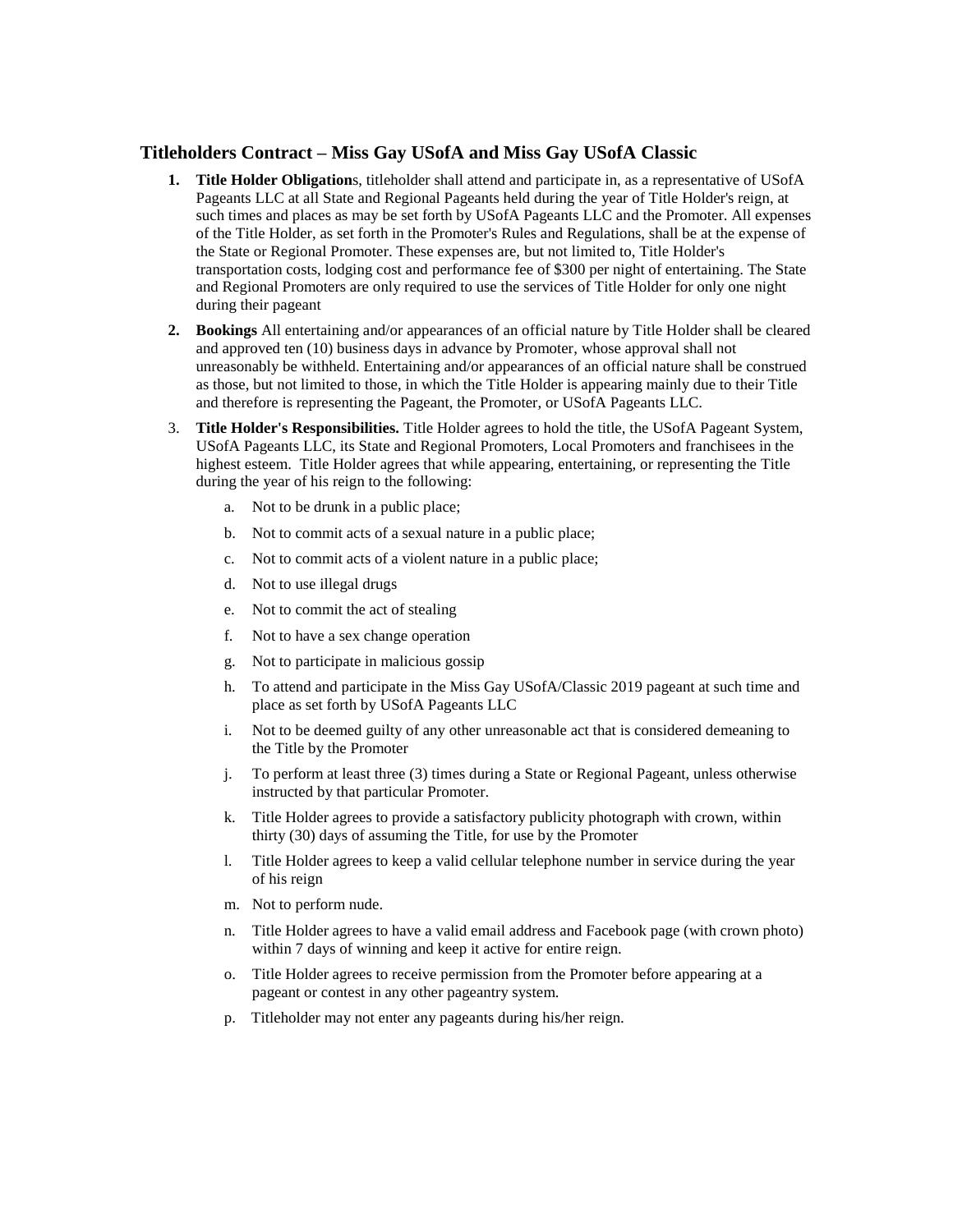## Titleholders Contract – Miss Gay USofA and Miss Gay USofA Classic

1. **Title Holder Obligation**s, titleholder shall attend and participate in, as a representative of USofA Pageants LLC at all State and Regional Pageants held during the year of Title Holder's reign, at such times and places as may be set forth by USofA Pageants LLC and the Promoter. All expenses of the Title Holder, as set forth in the Promoter's Rules and Regulations, shall be at the expense of the State or Regional Promoter. These expenses are, but not limited to, Title Holder's transportation costs, lodging cost and performance fee of $300 per night of entertaining. The State and Regional Promoters are only required to use the services of Title Holder for only one night during their pageant

2. **Bookings** All entertaining and/or appearances of an official nature by Title Holder shall be cleared and approved ten (10) business days in advance by Promoter, whose approval shall not unreasonably be withheld. Entertaining and/or appearances of an official nature shall be construed as those, but not limited to those, in which the Title Holder is appearing mainly due to their Title and therefore is representing the Pageant, the Promoter, or USofA Pageants LLC.

3. **Title Holder's Responsibilities.** Title Holder agrees to hold the title, the USofA Pageant System, USofA Pageants LLC, its State and Regional Promoters, Local Promoters and franchisees in the highest esteem. Title Holder agrees that while appearing, entertaining, or representing the Title during the year of his reign to the following:

   a. Not to be drunk in a public place;

   b. Not to commit acts of a sexual nature in a public place;

   c. Not to commit acts of a violent nature in a public place;

   d. Not to use illegal drugs

   e. Not to commit the act of stealing

   f. Not to have a sex change operation

   g. Not to participate in malicious gossip

   h. To attend and participate in the Miss Gay USofA/Classic 2019 pageant at such time and place as set forth by USofA Pageants LLC

   i. Not to be deemed guilty of any other unreasonable act that is considered demeaning to the Title by the Promoter

   j. To perform at least three (3) times during a State or Regional Pageant, unless otherwise instructed by that particular Promoter.

   k. Title Holder agrees to provide a satisfactory publicity photograph with crown, within thirty (30) days of assuming the Title, for use by the Promoter

   l. Title Holder agrees to keep a valid cellular telephone number in service during the year of his reign

   m. Not to perform nude.

   n. Title Holder agrees to have a valid email address and Facebook page (with crown photo) within 7 days of winning and keep it active for entire reign.

   o. Title Holder agrees to receive permission from the Promoter before appearing at a pageant or contest in any other pageantry system.

   p. Titleholder may not enter any pageants during his/her reign.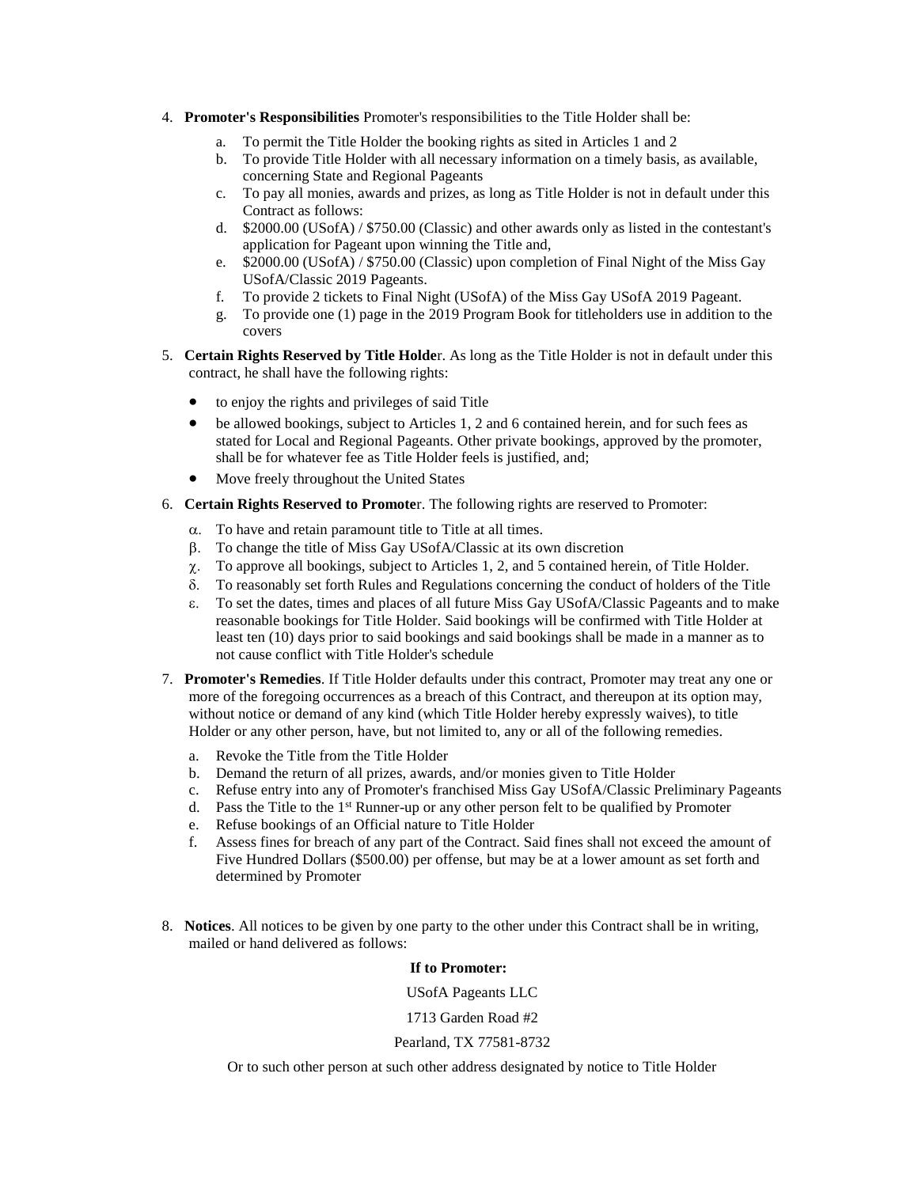4. **Promoter's Responsibilities** Promoter's responsibilities to the Title Holder shall be:

   a. To permit the Title Holder the booking rights as sited in Articles 1 and 2
   b. To provide Title Holder with all necessary information on a timely basis, as available, concerning State and Regional Pageants
   c. To pay all monies, awards and prizes, as long as Title Holder is not in default under this Contract as follows:
   d. $2000.00 (USofA) / $750.00 (Classic) and other awards only as listed in the contestant's application for Pageant upon winning the Title and,
   e. $2000.00 (USofA) / $750.00 (Classic) upon completion of Final Night of the Miss Gay USofA/Classic 2019 Pageants.
   f. To provide 2 tickets to Final Night (USofA) of the Miss Gay USofA 2019 Pageant.
   g. To provide one (1) page in the 2019 Program Book for titleholders use in addition to the covers

5. **Certain Rights Reserved by Title Holde**r. As long as the Title Holder is not in default under this contract, he shall have the following rights:

   - to enjoy the rights and privileges of said Title
   - be allowed bookings, subject to Articles 1, 2 and 6 contained herein, and for such fees as stated for Local and Regional Pageants. Other private bookings, approved by the promoter, shall be for whatever fee as Title Holder feels is justified, and;
   - Move freely throughout the United States

6. **Certain Rights Reserved to Promote**r. The following rights are reserved to Promoter:

   α. To have and retain paramount title to Title at all times.
   β. To change the title of Miss Gay USofA/Classic at its own discretion
   χ. To approve all bookings, subject to Articles 1, 2, and 5 contained herein, of Title Holder.
   δ. To reasonably set forth Rules and Regulations concerning the conduct of holders of the Title
   ε. To set the dates, times and places of all future Miss Gay USofA/Classic Pageants and to make reasonable bookings for Title Holder. Said bookings will be confirmed with Title Holder at least ten (10) days prior to said bookings and said bookings shall be made in a manner as to not cause conflict with Title Holder's schedule

7. **Promoter's Remedies**. If Title Holder defaults under this contract, Promoter may treat any one or more of the foregoing occurrences as a breach of this Contract, and thereupon at its option may, without notice or demand of any kind (which Title Holder hereby expressly waives), to title Holder or any other person, have, but not limited to, any or all of the following remedies.

   a. Revoke the Title from the Title Holder
   b. Demand the return of all prizes, awards, and/or monies given to Title Holder
   c. Refuse entry into any of Promoter's franchised Miss Gay USofA/Classic Preliminary Pageants
   d. Pass the Title to the 1st Runner-up or any other person felt to be qualified by Promoter
   e. Refuse bookings of an Official nature to Title Holder
   f. Assess fines for breach of any part of the Contract. Said fines shall not exceed the amount of Five Hundred Dollars ($500.00) per offense, but may be at a lower amount as set forth and determined by Promoter

8. **Notices**. All notices to be given by one party to the other under this Contract shall be in writing, mailed or hand delivered as follows:

**If to Promoter:**

USofA Pageants LLC

1713 Garden Road #2

Pearland, TX 77581-8732

Or to such other person at such other address designated by notice to Title Holder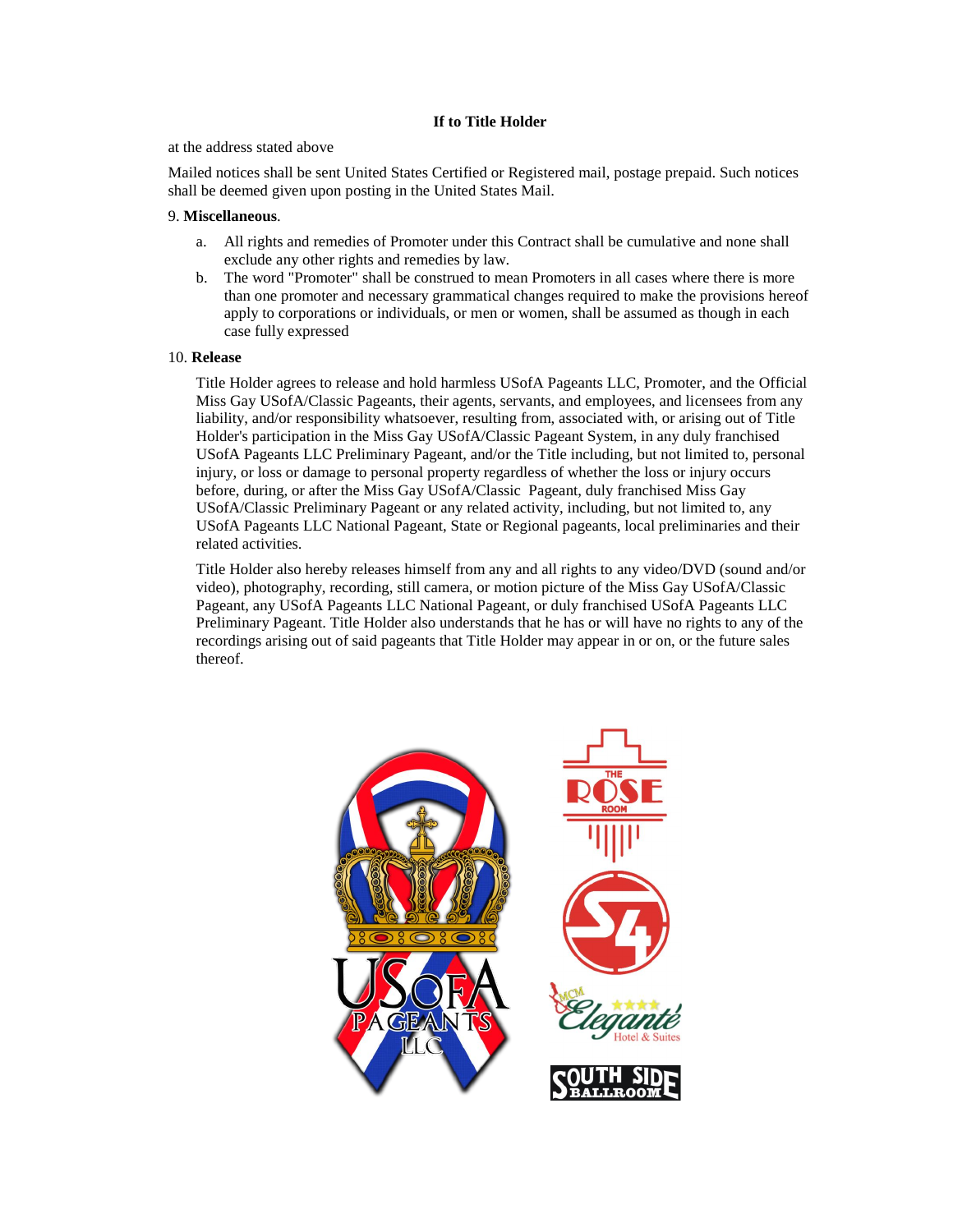**If to Title Holder**

at the address stated above

Mailed notices shall be sent United States Certified or Registered mail, postage prepaid. Such notices shall be deemed given upon posting in the United States Mail.

9. **Miscellaneous**.

a. All rights and remedies of Promoter under this Contract shall be cumulative and none shall exclude any other rights and remedies by law.
b. The word "Promoter" shall be construed to mean Promoters in all cases where there is more than one promoter and necessary grammatical changes required to make the provisions hereof apply to corporations or individuals, or men or women, shall be assumed as though in each case fully expressed

10. **Release**

Title Holder agrees to release and hold harmless USofA Pageants LLC, Promoter, and the Official Miss Gay USofA/Classic Pageants, their agents, servants, and employees, and licensees from any liability, and/or responsibility whatsoever, resulting from, associated with, or arising out of Title Holder's participation in the Miss Gay USofA/Classic Pageant System, in any duly franchised USofA Pageants LLC Preliminary Pageant, and/or the Title including, but not limited to, personal injury, or loss or damage to personal property regardless of whether the loss or injury occurs before, during, or after the Miss Gay USofA/Classic Pageant, duly franchised Miss Gay USofA/Classic Preliminary Pageant or any related activity, including, but not limited to, any USofA Pageants LLC National Pageant, State or Regional pageants, local preliminaries and their related activities.

Title Holder also hereby releases himself from any and all rights to any video/DVD (sound and/or video), photography, recording, still camera, or motion picture of the Miss Gay USofA/Classic Pageant, any USofA Pageants LLC National Pageant, or duly franchised USofA Pageants LLC Preliminary Pageant. Title Holder also understands that he has or will have no rights to any of the recordings arising out of said pageants that Title Holder may appear in or on, or the future sales thereof.